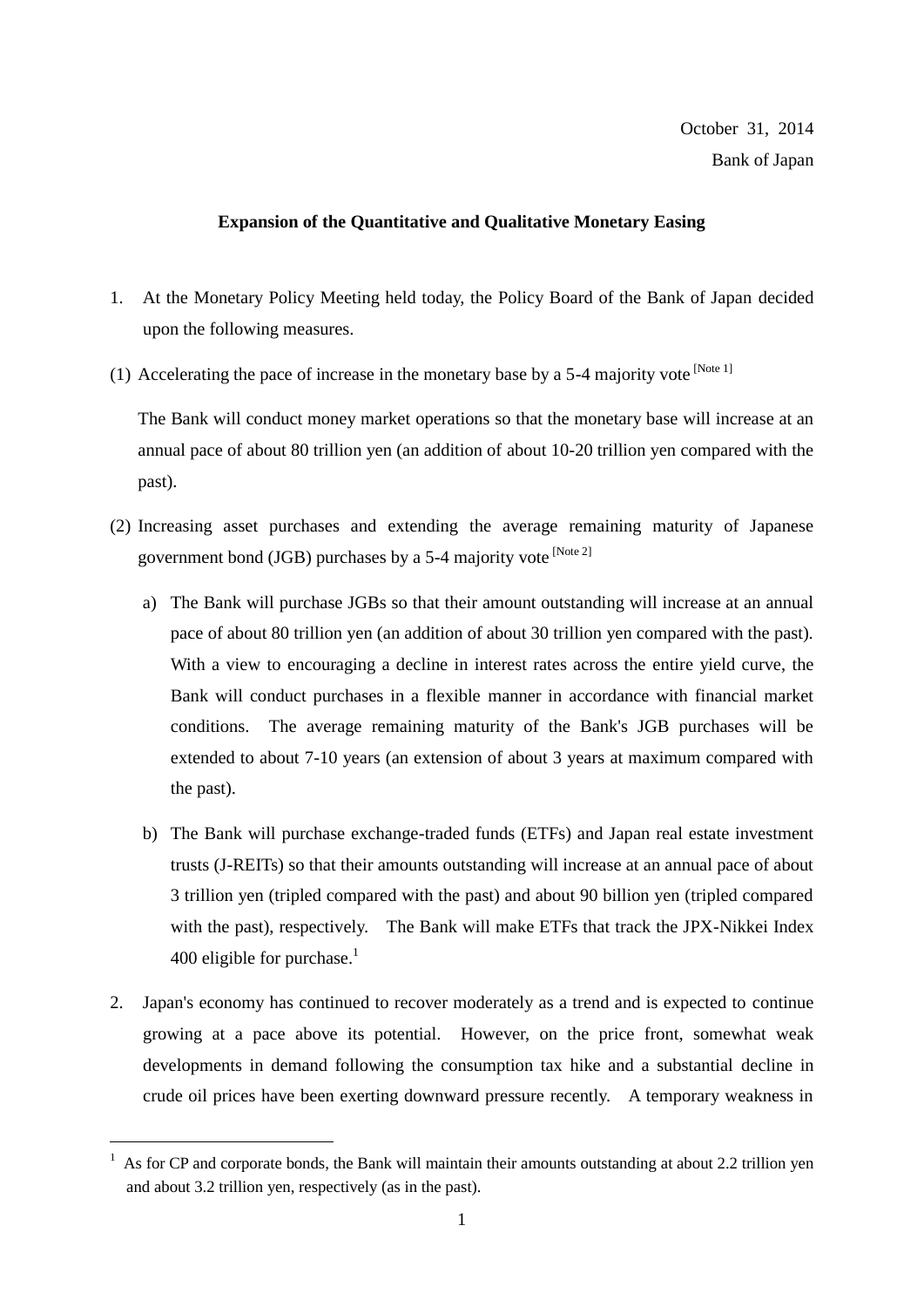October 31, 2014

Bank of Japan

## Expansion of the Quantitative and Qualitative Monetary Easing

1. At the Monetary Policy Meeting held today, the Policy Board of the Bank of Japan decided upon the following measures.

(1) Accelerating the pace of increase in the monetary base by a 5-4 majority vote [Note 1]

The Bank will conduct money market operations so that the monetary base will increase at an annual pace of about 80 trillion yen (an addition of about 10-20 trillion yen compared with the past).

(2) Increasing asset purchases and extending the average remaining maturity of Japanese government bond (JGB) purchases by a 5-4 majority vote [Note 2]

   a) The Bank will purchase JGBs so that their amount outstanding will increase at an annual pace of about 80 trillion yen (an addition of about 30 trillion yen compared with the past). With a view to encouraging a decline in interest rates across the entire yield curve, the Bank will conduct purchases in a flexible manner in accordance with financial market conditions. The average remaining maturity of the Bank's JGB purchases will be extended to about 7-10 years (an extension of about 3 years at maximum compared with the past).

   b) The Bank will purchase exchange-traded funds (ETFs) and Japan real estate investment trusts (J-REITs) so that their amounts outstanding will increase at an annual pace of about 3 trillion yen (tripled compared with the past) and about 90 billion yen (tripled compared with the past), respectively. The Bank will make ETFs that track the JPX-Nikkei Index 400 eligible for purchase.[1]

2. Japan's economy has continued to recover moderately as a trend and is expected to continue growing at a pace above its potential. However, on the price front, somewhat weak developments in demand following the consumption tax hike and a substantial decline in crude oil prices have been exerting downward pressure recently. A temporary weakness in

---

[1] As for CP and corporate bonds, the Bank will maintain their amounts outstanding at about 2.2 trillion yen and about 3.2 trillion yen, respectively (as in the past).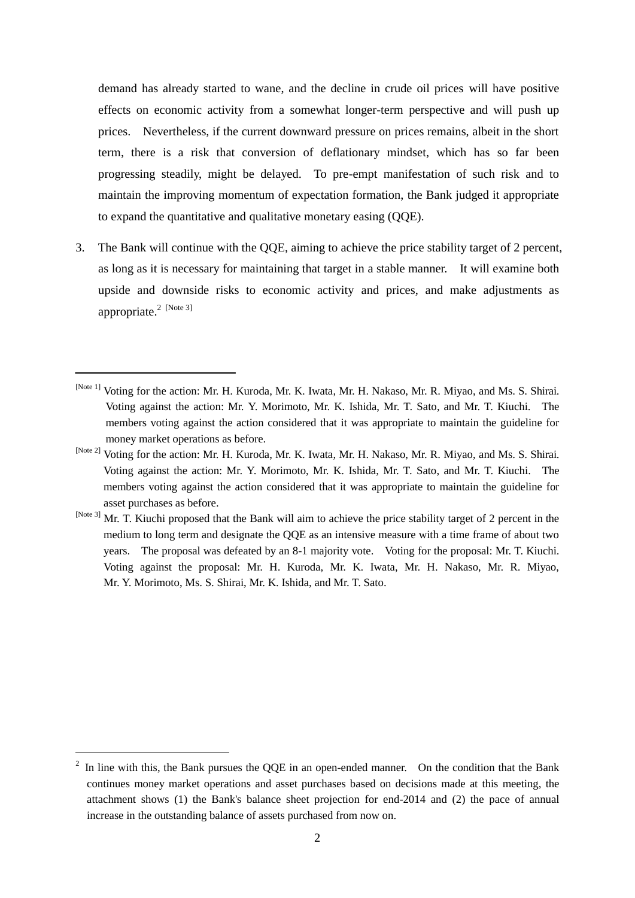demand has already started to wane, and the decline in crude oil prices will have positive effects on economic activity from a somewhat longer-term perspective and will push up prices. Nevertheless, if the current downward pressure on prices remains, albeit in the short term, there is a risk that conversion of deflationary mindset, which has so far been progressing steadily, might be delayed. To pre-empt manifestation of such risk and to maintain the improving momentum of expectation formation, the Bank judged it appropriate to expand the quantitative and qualitative monetary easing (QQE).

3. The Bank will continue with the QQE, aiming to achieve the price stability target of 2 percent, as long as it is necessary for maintaining that target in a stable manner. It will examine both upside and downside risks to economic activity and prices, and make adjustments as appropriate.[2] [Note 3]

---

[Note 1] Voting for the action: Mr. H. Kuroda, Mr. K. Iwata, Mr. H. Nakaso, Mr. R. Miyao, and Ms. S. Shirai. Voting against the action: Mr. Y. Morimoto, Mr. K. Ishida, Mr. T. Sato, and Mr. T. Kiuchi. The members voting against the action considered that it was appropriate to maintain the guideline for money market operations as before.

[Note 2] Voting for the action: Mr. H. Kuroda, Mr. K. Iwata, Mr. H. Nakaso, Mr. R. Miyao, and Ms. S. Shirai. Voting against the action: Mr. Y. Morimoto, Mr. K. Ishida, Mr. T. Sato, and Mr. T. Kiuchi. The members voting against the action considered that it was appropriate to maintain the guideline for asset purchases as before.

[Note 3] Mr. T. Kiuchi proposed that the Bank will aim to achieve the price stability target of 2 percent in the medium to long term and designate the QQE as an intensive measure with a time frame of about two years. The proposal was defeated by an 8-1 majority vote. Voting for the proposal: Mr. T. Kiuchi. Voting against the proposal: Mr. H. Kuroda, Mr. K. Iwata, Mr. H. Nakaso, Mr. R. Miyao, Mr. Y. Morimoto, Ms. S. Shirai, Mr. K. Ishida, and Mr. T. Sato.

---

[2] In line with this, the Bank pursues the QQE in an open-ended manner. On the condition that the Bank continues money market operations and asset purchases based on decisions made at this meeting, the attachment shows (1) the Bank's balance sheet projection for end-2014 and (2) the pace of annual increase in the outstanding balance of assets purchased from now on.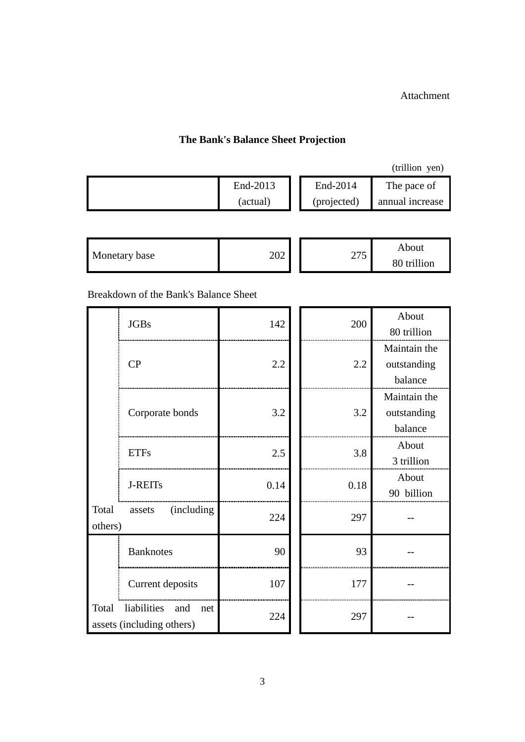Attachment

## The Bank's Balance Sheet Projection

(trillion yen)

| | | End-2013 (actual) | End-2014 (projected) | The pace of annual increase |
|---|---|---|---|---|
| Monetary base | | 202 | 275 | About 80 trillion |

Breakdown of the Bank's Balance Sheet

| | | End-2013 (actual) | End-2014 (projected) | The pace of annual increase |
|---|---|---|---|---|
| | JGBs | 142 | 200 | About 80 trillion |
| | CP | 2.2 | 2.2 | Maintain the outstanding balance |
| | Corporate bonds | 3.2 | 3.2 | Maintain the outstanding balance |
| | ETFs | 2.5 | 3.8 | About 3 trillion |
| | J-REITs | 0.14 | 0.18 | About 90 billion |
| Total assets (including others) | | 224 | 297 | -- |
| | Banknotes | 90 | 93 | -- |
| | Current deposits | 107 | 177 | -- |
| Total liabilities and net assets (including others) | | 224 | 297 | -- |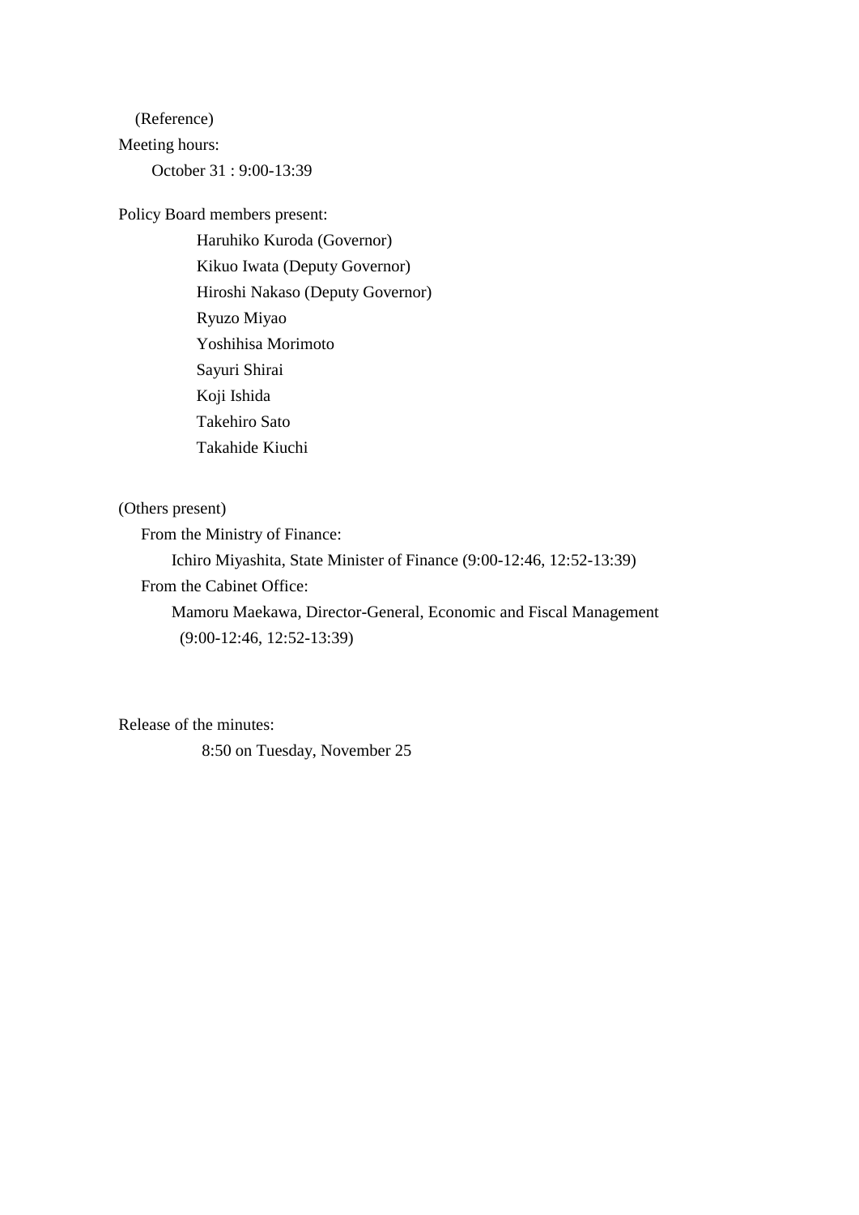(Reference)

Meeting hours:

October 31 : 9:00-13:39

Policy Board members present:

Haruhiko Kuroda (Governor)
Kikuo Iwata (Deputy Governor)
Hiroshi Nakaso (Deputy Governor)
Ryuzo Miyao
Yoshihisa Morimoto
Sayuri Shirai
Koji Ishida
Takehiro Sato
Takahide Kiuchi

(Others present)

From the Ministry of Finance:

Ichiro Miyashita, State Minister of Finance (9:00-12:46, 12:52-13:39)

From the Cabinet Office:

Mamoru Maekawa, Director-General, Economic and Fiscal Management (9:00-12:46, 12:52-13:39)

Release of the minutes:

8:50 on Tuesday, November 25